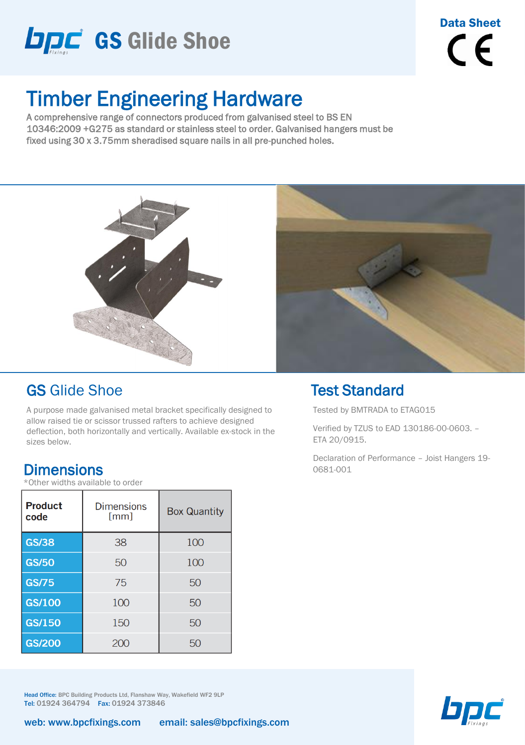# GS Glide Shoe

Data Sheet

## Timber Engineering Hardware

A comprehensive range of connectors produced from galvanised steel to BS EN 10346:2009 +G275 as standard or stainless steel to order. Galvanised hangers must be fixed using 30 x 3.75mm sheradised square nails in all pre-punched holes.

## GS Glide Shoe

A purpose made galvanised metal bracket specifically designed to allow raised tie or scissor trussed rafters to achieve designed deflection, both horizontally and vertically. Available ex-stock in the sizes below.

## Dimensions

*Other widths available to order

| Product code | Dimensions [mm] | Box Quantity |
|---|---|---|
| GS/38 | 38 | 100 |
| GS/50 | 50 | 100 |
| GS/75 | 75 | 50 |
| GS/100 | 100 | 50 |
| GS/150 | 150 | 50 |
| GS/200 | 200 | 50 |

## Test Standard

Tested by BMTRADA to ETAG015

Verified by TZUS to EAD 130186-00-0603. – ETA 20/0915.

Declaration of Performance – Joist Hangers 19-0681-001

Head Office: BPC Building Products Ltd, Flanshaw Way, Wakefield WF2 9LP
Tel: 01924 364794 Fax: 01924 373846

web: www.bpcfixings.com email: sales@bpcfixings.com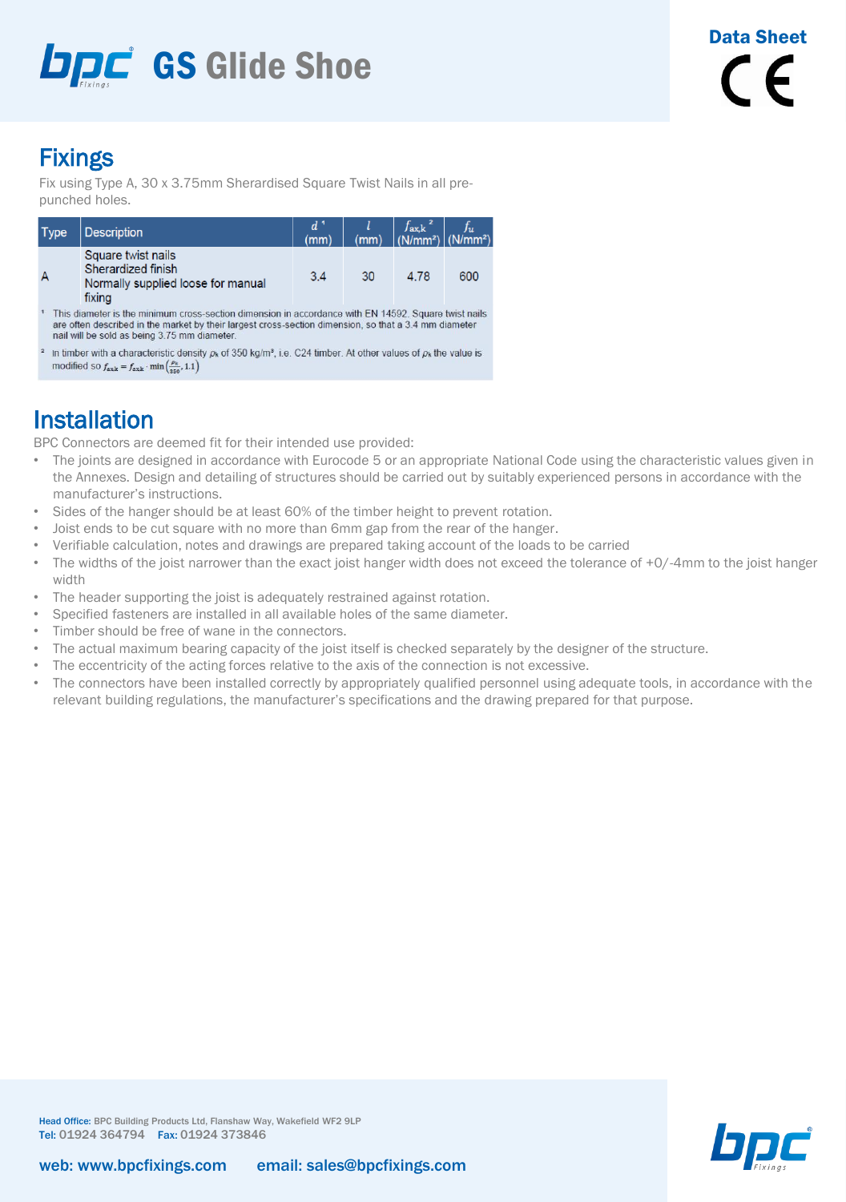# GS Glide Shoe

Data Sheet

## Fixings

Fix using Type A, 30 x 3.75mm Sherardised Square Twist Nails in all pre-punched holes.

| Type | Description | $d$ [1] (mm) | $l$ (mm) | $f_{ax,k}$ [2] (N/mm²) | $f_u$ (N/mm²) |
|---|---|---|---|---|---|
| A | Square twist nails Sherardized finish Normally supplied loose for manual fixing | 3.4 | 30 | 4.78 | 600 |

[1] This diameter is the minimum cross-section dimension in accordance with EN 14592. Square twist nails are often described in the market by their largest cross-section dimension, so that a 3.4 mm diameter nail will be sold as being 3.75 mm diameter.

[2] In timber with a characteristic density $\rho_k$ of 350 kg/m³, i.e. C24 timber. At other values of $\rho_k$ the value is modified so $f_{axk} = f_{axk} \cdot \min\left(\frac{\rho_k}{350}, 1.1\right)$

## Installation

BPC Connectors are deemed fit for their intended use provided:

- The joints are designed in accordance with Eurocode 5 or an appropriate National Code using the characteristic values given in the Annexes. Design and detailing of structures should be carried out by suitably experienced persons in accordance with the manufacturer's instructions.
- Sides of the hanger should be at least 60% of the timber height to prevent rotation.
- Joist ends to be cut square with no more than 6mm gap from the rear of the hanger.
- Verifiable calculation, notes and drawings are prepared taking account of the loads to be carried
- The widths of the joist narrower than the exact joist hanger width does not exceed the tolerance of +0/-4mm to the joist hanger width
- The header supporting the joist is adequately restrained against rotation.
- Specified fasteners are installed in all available holes of the same diameter.
- Timber should be free of wane in the connectors.
- The actual maximum bearing capacity of the joist itself is checked separately by the designer of the structure.
- The eccentricity of the acting forces relative to the axis of the connection is not excessive.
- The connectors have been installed correctly by appropriately qualified personnel using adequate tools, in accordance with the relevant building regulations, the manufacturer's specifications and the drawing prepared for that purpose.

**Head Office:** BPC Building Products Ltd, Flanshaw Way, Wakefield WF2 9LP
**Tel:** 01924 364794 **Fax:** 01924 373846

web: www.bpcfixings.com email: sales@bpcfixings.com